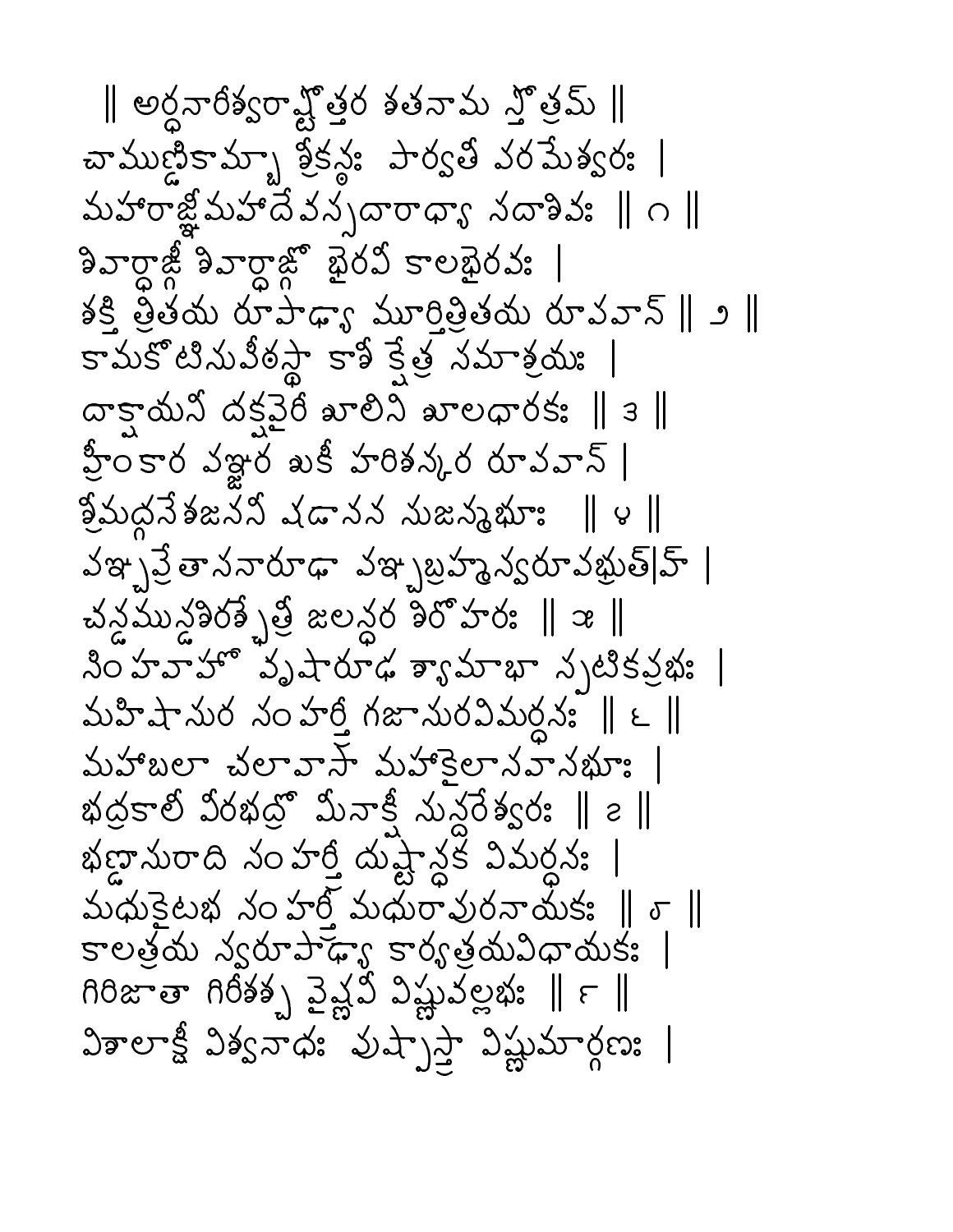॥ అర్ధనారీశ్వరాష్టోత్తర శతనామ స్తోత్రమ్ ॥

చాముణ్డికామ్బా శ్రీకణ్ఠః పార్వతీ పరమేశ్వరః ।
మహారాజ్ఞీ మహాదేవస్సదారాధ్యా సదాశివః ॥ ౧ ॥

శివార్ధాఙ్గీ శివార్ధాఙ్గో భైరవీ కాలభైరవః ।
శక్తి త్రితయ రూపాఢ్యా మూర్తిత్రితయ రూపవాన్ ॥ ౨ ॥

కామకోటిసుపీఠస్థా కాశీ క్షేత్ర సమాశ్రయః ।
దాక్షాయణీ దక్షవైరీ శూలినీ శూలధారకః ॥ ౩ ॥

హ్రీంకార పఞ్జర శుకీ హరిశఙ్కర రూపవాన్ ।
శ్రీమద్గణేశజననీ షడానన సుజన్మభూః ॥ ౪ ॥

పఞ్చప్రేతాసనారూఢా పఞ్చబ్రహ్మస్వరూపభృత్ ।
చణ్డముణ్డశిరశ్ఛేత్రీ జలన్ధర శిరోహరః ॥ ౫ ॥

సింహవాహా వృషారూఢ శ్యామాభా స్ఫటికప్రభః ।
మహిషాసుర సంహర్త్రీ గజాసురవిమర్దనః ॥ ౬ ॥

మహాబలా చలావాసా మహాకైలాసవాసభూః ।
భద్రకాలీ వీరభద్రో మీనాక్షీ సున్దరేశ్వరః ॥ ౭ ॥

భణ్డాసురాది సంహర్త్రీ దుష్టాన్ధక విమర్దనః ।
మధుకైటభ సంహర్త్రీ మధురాపురనాయకః ॥ ౮ ॥

కాలత్రయ స్వరూపాఢ్యా కార్యత్రయవిధాయకః ।
గిరిజాతా గిరీశశ్చ వైష్ణవీ విష్ణువల్లభః ॥ ౯ ॥

విశాలాక్షీ విశ్వనాథః పుష్పాస్త్రా విష్ణుమార్గణః ।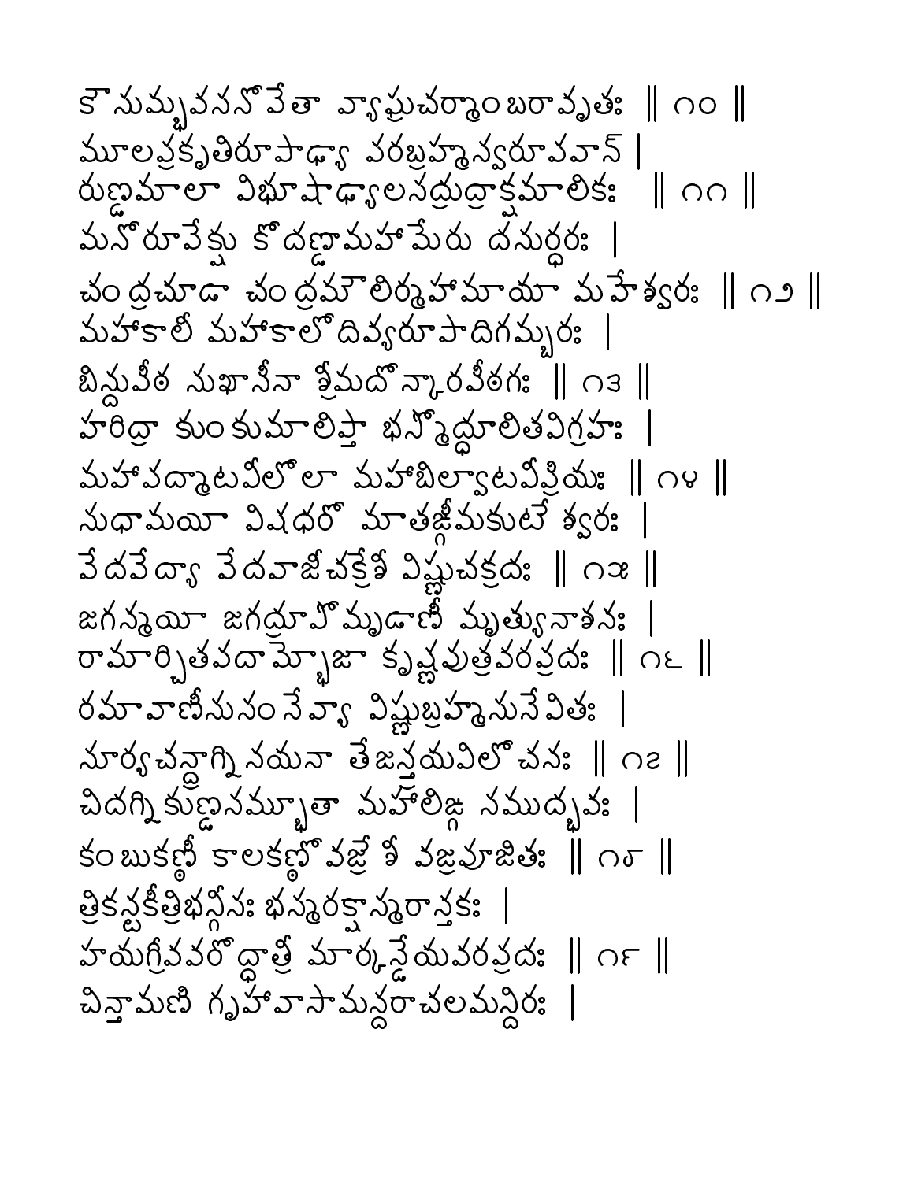కౌసుమ్భవసనోపేతా వ్యాఘ్రచర్మాంబరావృతః ॥ ౧౦ ॥
మూలప్రకృతిరూపాఢ్యా పరబ్రహ్మస్వరూపవాన్ ।
రుణ్డమాలా విభూషాఢ్యాలసద్రుద్రాక్షమాలికః ॥ ౧౧ ॥
మనోరూపేక్షు కోదణ్డామహామేరు దనుర్ధరః ।
చంద్రచూడా చంద్రమౌలిర్మహామాయా మహేశ్వరః ॥ ౧౨ ॥
మహాకాలీ మహాకాలో దివ్యరూపాదిగమ్బరః ।
బిన్దుపీఠ సుఖాసీనా శ్రీమదోన్కారపీఠగః ॥ ౧౩ ॥
హరిద్రా కుంకుమాలిప్తా భస్మోద్ధూలితవిగ్రహః ।
మహాపద్మాటవీలోలా మహాబిల్వాటవీప్రియః ॥ ౧౪ ॥
సుధామయీ విషధరో మాతఙ్గీమకుటేశ్వరః ।
వేదవేద్యా వేదవాజీచక్రేశీ విష్ణుచక్రదః ॥ ౧౫ ॥
జగన్మయీ జగద్రూపో మృడాణీ మృత్యునాశనః ।
రామార్చితపదామ్భోజా కృష్ణపుత్రవరప్రదః ॥ ౧౬ ॥
రమావాణీసుసంసేవ్యా విష్ణుబ్రహ్మసుసేవితః ।
సూర్యచన్ద్రాగ్నినయనా తేజస్త్రయవిలోచనః ॥ ౧౭ ॥
చిదగ్నికుణ్డసమ్భూతా మహాలిఙ్గ సముద్భవః ।
కంబుకణ్ఠీ కాలకణ్ఠో వజ్రేశీ వజ్రపూజితః ॥ ౧౮ ॥
త్రికణ్టకీత్రిభఙ్గీసః భస్మరక్షాస్మరాన్తకః ।
హయగ్రీవవరోద్ధాత్రీ మార్కణ్డేయవరప్రదః ॥ ౧౯ ॥
చిన్తామణి గృహావాసామన్దరాచలమన్దిరః ।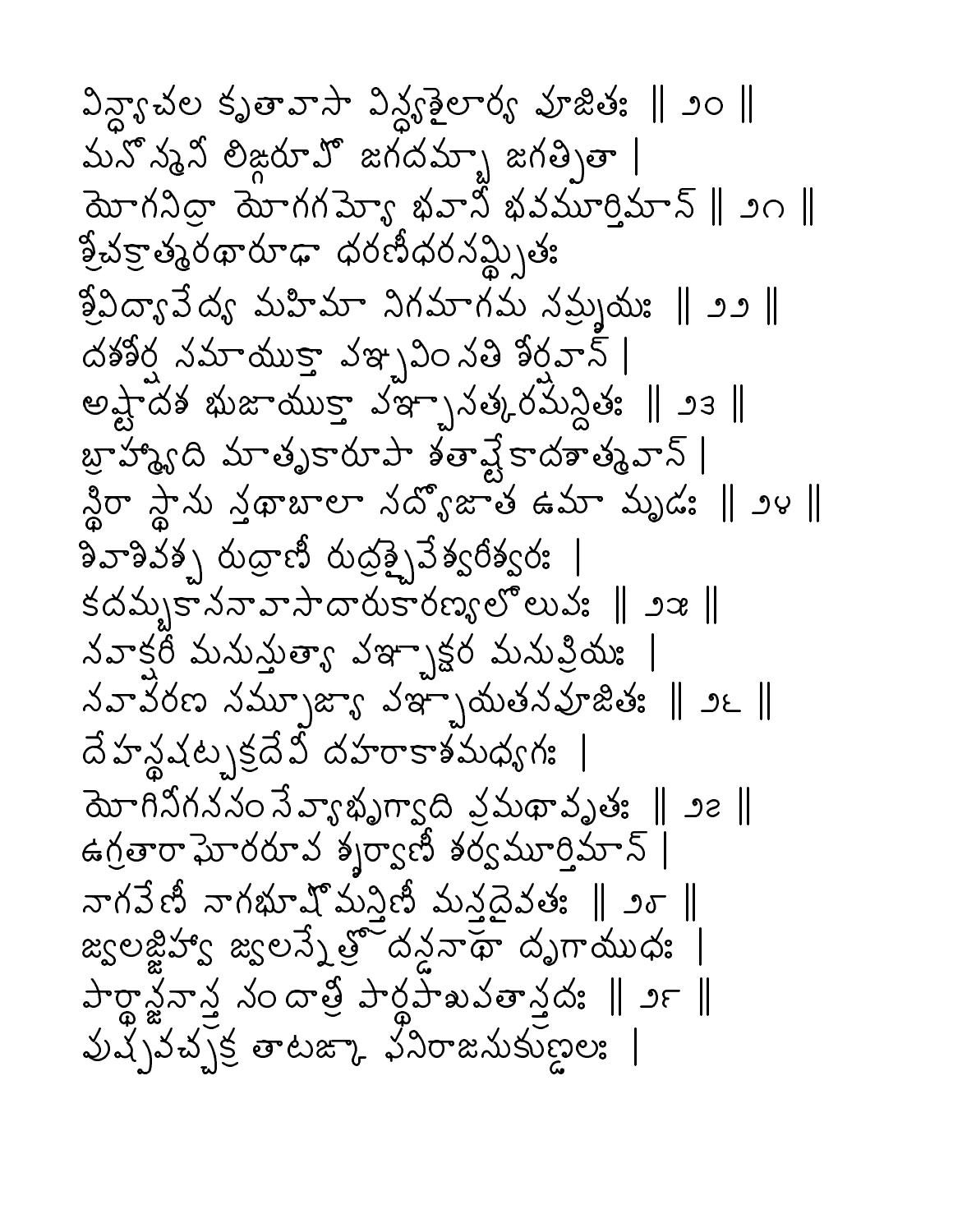విన్ధ్యాచల కృతావాసా విన్ధ్యశైలార్య పూజితః ॥ ౨౦ ॥
మనోన్మనీ లిఙ్గరూపో జగదమ్బా జగత్పితా ।
యోగనిద్రా యోగగమ్యో భవానీ భవమూర్తిమాన్ ॥ ౨౧ ॥
శ్రీచక్రాత్మరథారూఢా ధరణీధరసంస్థితః
శ్రీవిద్యావేద్య మహిమా నిగమాగమ సంశ్రయః ॥ ౨౨ ॥
దశశీర్ష సమాయుక్తా పఞ్చవింశతి శీర్షవాన్ ।
అష్టాదశ భుజాయుక్తా పఞ్చాశత్కరమణ్డితః ॥ ౨౩ ॥
బ్రాహ్మ్యాది మాతృకారూపా శతాష్టేకాదశాత్మవాన్ ।
స్థిరా స్థాణు స్తథాబాలా సద్యోజాత ఉమా మృడః ॥ ౨౪ ॥
శివాశివశ్చ రుద్రాణీ రుద్రశ్చైవేశ్వరీశ్వరః ।
కదమ్బకాననావాసాదారుకారణ్యలోలుపః ॥ ౨౫ ॥
నవాక్షరీ మనుస్తుత్యా పఞ్చాక్షర మనుప్రియః ।
నవావరణ సమ్పూజ్యా పఞ్చాయతనపూజితః ॥ ౨౬ ॥
దేహస్థషట్చక్రదేవీ దహరాకాశమధ్యగః ।
యోగినీగణసంసేవ్యాభృఙ్గ్యాది ప్రమథావృతః ॥ ౨౭ ॥
ఉగ్రతారా ఘోరరూప శ్శర్వాణీ శర్వమూర్తిమాన్ ।
నాగవేణీ నాగభూషో మన్త్రిణీ మన్త్రదైవతః ॥ ౨౮ ॥
జ్వలజ్జిహ్వా జ్వలన్నేత్రో దణ్డనాథా దృగాయుధః ।
పార్థాఞ్జనాస్త్ర సందాత్రీ పార్థపాశుపతాస్త్రదః ॥ ౨౯ ॥
పుష్పవచ్చక్ర తాటఙ్కా ఫణిరాజసుకుణ్డలః ।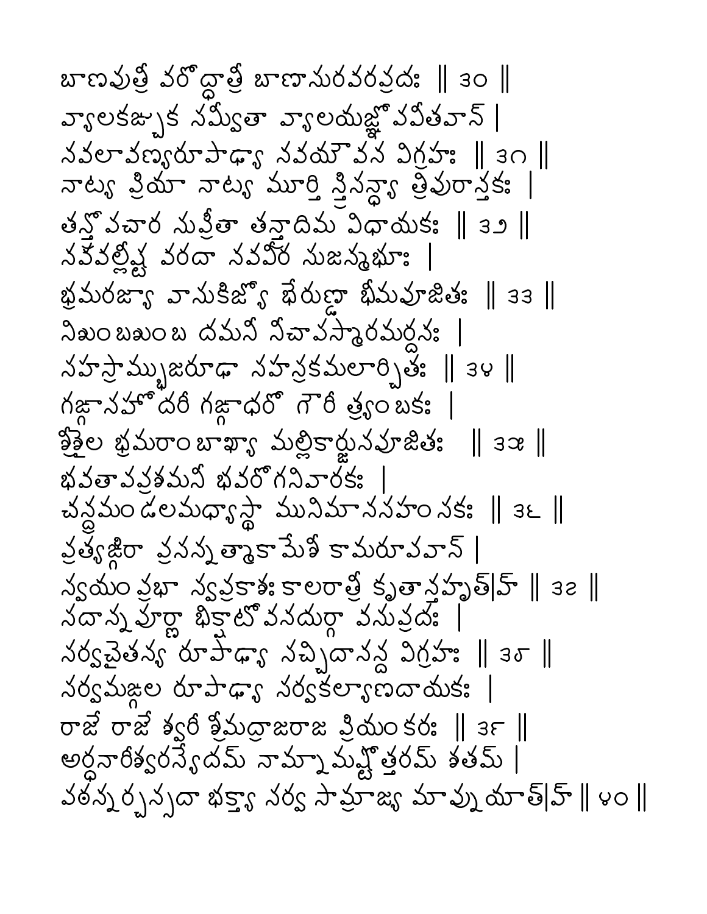బాణపుత్రీ వరోద్ధాత్రీ బాణాసురవరప్రదః ॥ ౩౦ ॥
వ్యాలకఙ్చుక సమ్వీతా వ్యాలయజ్ఞోపవీతవాన్ ।
నవలావణ్యరూపాఢ్యా నవయౌవన విగ్రహః ॥ ౩౧ ॥
నాట్య ప్రియా నాట్య మూర్తి స్త్రిసన్ధ్యా త్రిపురాన్తకః ।
తన్త్రోపచార సుప్రీతా తన్త్రాదిమ విధాయకః ॥ ౩౨ ॥
నవవల్లీష్ట వరదా నవవీర సుజన్మభూః ।
భ్రమరజ్యా వాసుకిజ్యో భేరుణ్డా భీమపూజితః ॥ ౩౩ ॥
నిశుంబశుంబ దమనీ నీచాపస్మారమర్దనః ।
సహస్రామ్బుజరూఢా సహస్రకమలార్చితః ॥ ౩౪ ॥
గఙ్గాసహోదరీ గఙ్గాధరో గౌరీ త్ర్యంబకః ।
శ్రీశైల భ్రమరాంబాఖ్యా మల్లికార్జునపూజితః ॥ ౩౫ ॥
భవతాపప్రశమనీ భవరోగనివారకః ।
చన్ద్రమండలమధ్యస్థా మునిమానసహంసకః ॥ ౩౬ ॥
ప్రత్యఙ్గిరా ప్రసన్నాత్మా కామేశీ కామరూపవాన్ ।
స్వయంప్రభా స్వప్రకాశః కాలరాత్రీ కృతాన్తహృత్ ॥ ౩౭ ॥
సదాన్నపూర్ణా భిక్షాటో వనదుర్గా వసుప్రదః ।
సర్వచైతన్య రూపాఢ్యా సచ్చిదానన్ద విగ్రహః ॥ ౩౮ ॥
సర్వమఙ్గల రూపాఢ్యా సర్వకల్యాణదాయకః ।
రాజే రాజేశ్వరీ శ్రీమద్రాజరాజ ప్రియంకరః ॥ ౩౯ ॥
అర్ధనారీశ్వరస్యేదమ్ నామ్నామష్టోత్తరమ్ శతమ్ ।
పఠన్నర్చన్సదా భక్త్యా సర్వ సామ్రాజ్య మాప్నుయాత్ ॥ ౪౦ ॥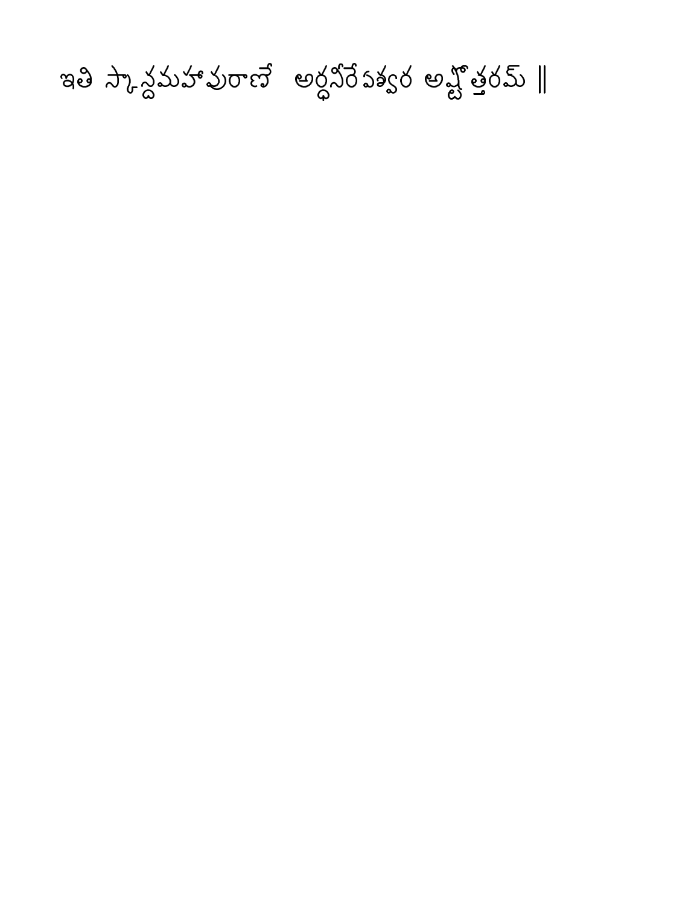ఇతి స్కాన్దమహాపురాణే అర్ధనారీశ్వర అష్టోత్తరమ్ ॥